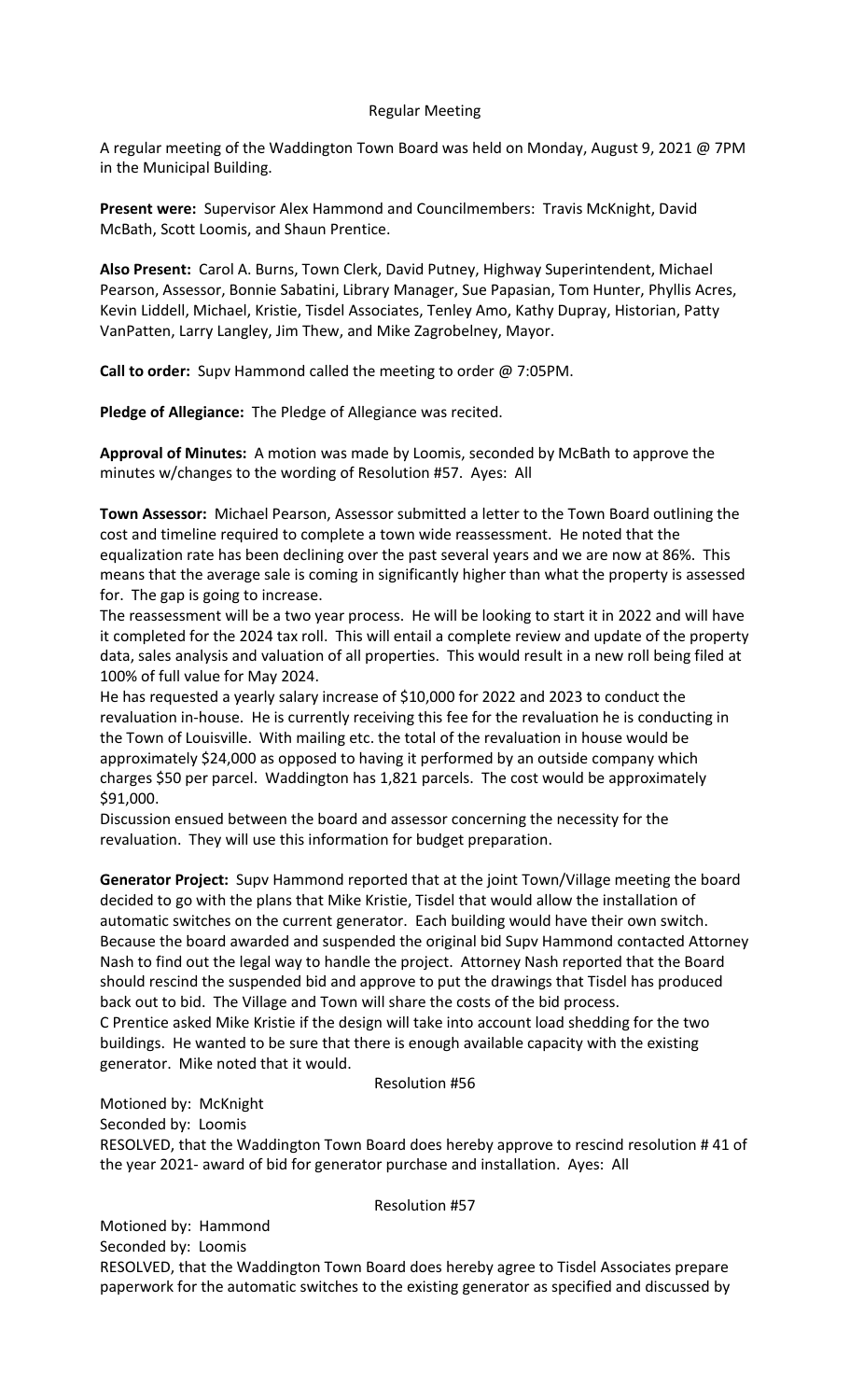Regular Meeting

A regular meeting of the Waddington Town Board was held on Monday, August 9, 2021 @ 7PM in the Municipal Building.

**Present were:** Supervisor Alex Hammond and Councilmembers: Travis McKnight, David McBath, Scott Loomis, and Shaun Prentice.

**Also Present:** Carol A. Burns, Town Clerk, David Putney, Highway Superintendent, Michael Pearson, Assessor, Bonnie Sabatini, Library Manager, Sue Papasian, Tom Hunter, Phyllis Acres, Kevin Liddell, Michael, Kristie, Tisdel Associates, Tenley Amo, Kathy Dupray, Historian, Patty VanPatten, Larry Langley, Jim Thew, and Mike Zagrobelney, Mayor.

**Call to order:** Supv Hammond called the meeting to order @ 7:05PM.

**Pledge of Allegiance:** The Pledge of Allegiance was recited.

**Approval of Minutes:** A motion was made by Loomis, seconded by McBath to approve the minutes w/changes to the wording of Resolution #57. Ayes: All

**Town Assessor:** Michael Pearson, Assessor submitted a letter to the Town Board outlining the cost and timeline required to complete a town wide reassessment. He noted that the equalization rate has been declining over the past several years and we are now at 86%. This means that the average sale is coming in significantly higher than what the property is assessed for. The gap is going to increase.

The reassessment will be a two year process. He will be looking to start it in 2022 and will have it completed for the 2024 tax roll. This will entail a complete review and update of the property data, sales analysis and valuation of all properties. This would result in a new roll being filed at 100% of full value for May 2024.

He has requested a yearly salary increase of $10,000 for 2022 and 2023 to conduct the revaluation in-house. He is currently receiving this fee for the revaluation he is conducting in the Town of Louisville. With mailing etc. the total of the revaluation in house would be approximately $24,000 as opposed to having it performed by an outside company which charges $50 per parcel. Waddington has 1,821 parcels. The cost would be approximately $91,000.

Discussion ensued between the board and assessor concerning the necessity for the revaluation. They will use this information for budget preparation.

**Generator Project:** Supv Hammond reported that at the joint Town/Village meeting the board decided to go with the plans that Mike Kristie, Tisdel that would allow the installation of automatic switches on the current generator. Each building would have their own switch. Because the board awarded and suspended the original bid Supv Hammond contacted Attorney Nash to find out the legal way to handle the project. Attorney Nash reported that the Board should rescind the suspended bid and approve to put the drawings that Tisdel has produced back out to bid. The Village and Town will share the costs of the bid process.

C Prentice asked Mike Kristie if the design will take into account load shedding for the two buildings. He wanted to be sure that there is enough available capacity with the existing generator. Mike noted that it would.

Resolution #56

Motioned by: McKnight

Seconded by: Loomis

RESOLVED, that the Waddington Town Board does hereby approve to rescind resolution # 41 of the year 2021- award of bid for generator purchase and installation. Ayes: All

Resolution #57

Motioned by: Hammond

Seconded by: Loomis

RESOLVED, that the Waddington Town Board does hereby agree to Tisdel Associates prepare paperwork for the automatic switches to the existing generator as specified and discussed by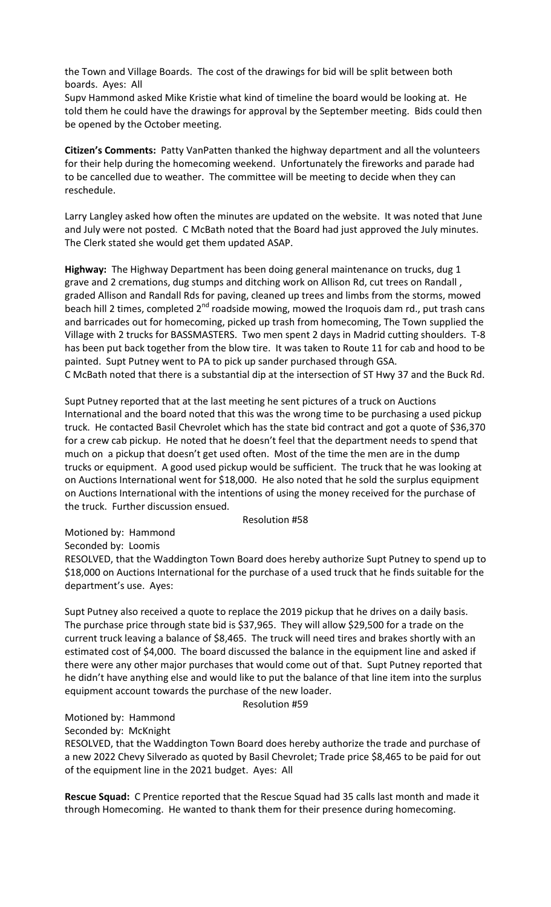the Town and Village Boards. The cost of the drawings for bid will be split between both boards. Ayes: All

Supv Hammond asked Mike Kristie what kind of timeline the board would be looking at. He told them he could have the drawings for approval by the September meeting. Bids could then be opened by the October meeting.

**Citizen's Comments:** Patty VanPatten thanked the highway department and all the volunteers for their help during the homecoming weekend. Unfortunately the fireworks and parade had to be cancelled due to weather. The committee will be meeting to decide when they can reschedule.

Larry Langley asked how often the minutes are updated on the website. It was noted that June and July were not posted. C McBath noted that the Board had just approved the July minutes. The Clerk stated she would get them updated ASAP.

**Highway:** The Highway Department has been doing general maintenance on trucks, dug 1 grave and 2 cremations, dug stumps and ditching work on Allison Rd, cut trees on Randall , graded Allison and Randall Rds for paving, cleaned up trees and limbs from the storms, mowed beach hill 2 times, completed 2nd roadside mowing, mowed the Iroquois dam rd., put trash cans and barricades out for homecoming, picked up trash from homecoming, The Town supplied the Village with 2 trucks for BASSMASTERS. Two men spent 2 days in Madrid cutting shoulders. T-8 has been put back together from the blow tire. It was taken to Route 11 for cab and hood to be painted. Supt Putney went to PA to pick up sander purchased through GSA.
C McBath noted that there is a substantial dip at the intersection of ST Hwy 37 and the Buck Rd.

Supt Putney reported that at the last meeting he sent pictures of a truck on Auctions International and the board noted that this was the wrong time to be purchasing a used pickup truck. He contacted Basil Chevrolet which has the state bid contract and got a quote of $36,370 for a crew cab pickup. He noted that he doesn't feel that the department needs to spend that much on a pickup that doesn't get used often. Most of the time the men are in the dump trucks or equipment. A good used pickup would be sufficient. The truck that he was looking at on Auctions International went for $18,000. He also noted that he sold the surplus equipment on Auctions International with the intentions of using the money received for the purchase of the truck. Further discussion ensued.

Resolution #58

Motioned by: Hammond
Seconded by: Loomis
RESOLVED, that the Waddington Town Board does hereby authorize Supt Putney to spend up to $18,000 on Auctions International for the purchase of a used truck that he finds suitable for the department's use. Ayes:

Supt Putney also received a quote to replace the 2019 pickup that he drives on a daily basis. The purchase price through state bid is $37,965. They will allow $29,500 for a trade on the current truck leaving a balance of $8,465. The truck will need tires and brakes shortly with an estimated cost of $4,000. The board discussed the balance in the equipment line and asked if there were any other major purchases that would come out of that. Supt Putney reported that he didn't have anything else and would like to put the balance of that line item into the surplus equipment account towards the purchase of the new loader.

Resolution #59

Motioned by: Hammond
Seconded by: McKnight
RESOLVED, that the Waddington Town Board does hereby authorize the trade and purchase of a new 2022 Chevy Silverado as quoted by Basil Chevrolet; Trade price $8,465 to be paid for out of the equipment line in the 2021 budget. Ayes: All

**Rescue Squad:** C Prentice reported that the Rescue Squad had 35 calls last month and made it through Homecoming. He wanted to thank them for their presence during homecoming.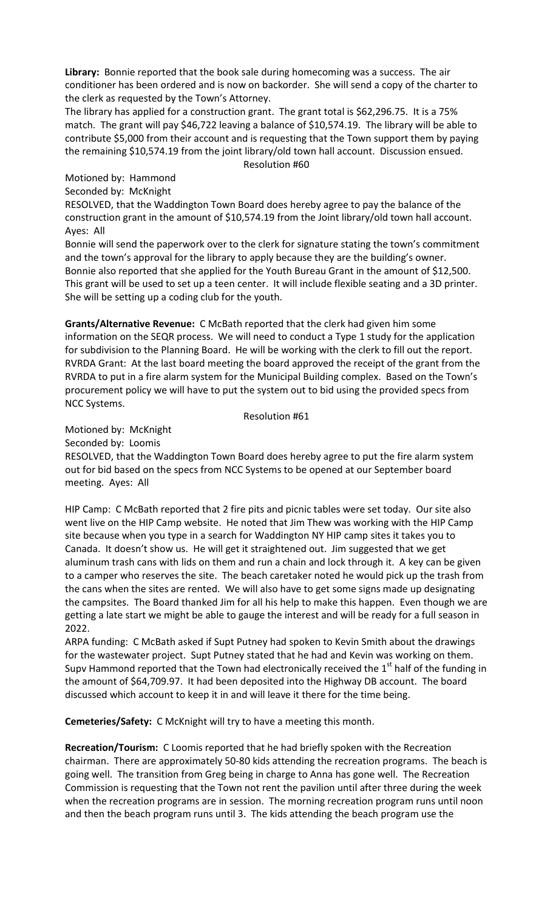**Library:** Bonnie reported that the book sale during homecoming was a success. The air conditioner has been ordered and is now on backorder. She will send a copy of the charter to the clerk as requested by the Town's Attorney.

The library has applied for a construction grant. The grant total is $62,296.75. It is a 75% match. The grant will pay $46,722 leaving a balance of $10,574.19. The library will be able to contribute $5,000 from their account and is requesting that the Town support them by paying the remaining $10,574.19 from the joint library/old town hall account. Discussion ensued.

Resolution #60

Motioned by: Hammond

Seconded by: McKnight

RESOLVED, that the Waddington Town Board does hereby agree to pay the balance of the construction grant in the amount of $10,574.19 from the Joint library/old town hall account. Ayes: All

Bonnie will send the paperwork over to the clerk for signature stating the town's commitment and the town's approval for the library to apply because they are the building's owner. Bonnie also reported that she applied for the Youth Bureau Grant in the amount of $12,500. This grant will be used to set up a teen center. It will include flexible seating and a 3D printer. She will be setting up a coding club for the youth.

**Grants/Alternative Revenue:** C McBath reported that the clerk had given him some information on the SEQR process. We will need to conduct a Type 1 study for the application for subdivision to the Planning Board. He will be working with the clerk to fill out the report. RVRDA Grant: At the last board meeting the board approved the receipt of the grant from the RVRDA to put in a fire alarm system for the Municipal Building complex. Based on the Town's procurement policy we will have to put the system out to bid using the provided specs from NCC Systems.

Resolution #61

Motioned by: McKnight

Seconded by: Loomis

RESOLVED, that the Waddington Town Board does hereby agree to put the fire alarm system out for bid based on the specs from NCC Systems to be opened at our September board meeting. Ayes: All

HIP Camp: C McBath reported that 2 fire pits and picnic tables were set today. Our site also went live on the HIP Camp website. He noted that Jim Thew was working with the HIP Camp site because when you type in a search for Waddington NY HIP camp sites it takes you to Canada. It doesn't show us. He will get it straightened out. Jim suggested that we get aluminum trash cans with lids on them and run a chain and lock through it. A key can be given to a camper who reserves the site. The beach caretaker noted he would pick up the trash from the cans when the sites are rented. We will also have to get some signs made up designating the campsites. The Board thanked Jim for all his help to make this happen. Even though we are getting a late start we might be able to gauge the interest and will be ready for a full season in 2022.

ARPA funding: C McBath asked if Supt Putney had spoken to Kevin Smith about the drawings for the wastewater project. Supt Putney stated that he had and Kevin was working on them. Supv Hammond reported that the Town had electronically received the 1st half of the funding in the amount of $64,709.97. It had been deposited into the Highway DB account. The board discussed which account to keep it in and will leave it there for the time being.

**Cemeteries/Safety:** C McKnight will try to have a meeting this month.

**Recreation/Tourism:** C Loomis reported that he had briefly spoken with the Recreation chairman. There are approximately 50-80 kids attending the recreation programs. The beach is going well. The transition from Greg being in charge to Anna has gone well. The Recreation Commission is requesting that the Town not rent the pavilion until after three during the week when the recreation programs are in session. The morning recreation program runs until noon and then the beach program runs until 3. The kids attending the beach program use the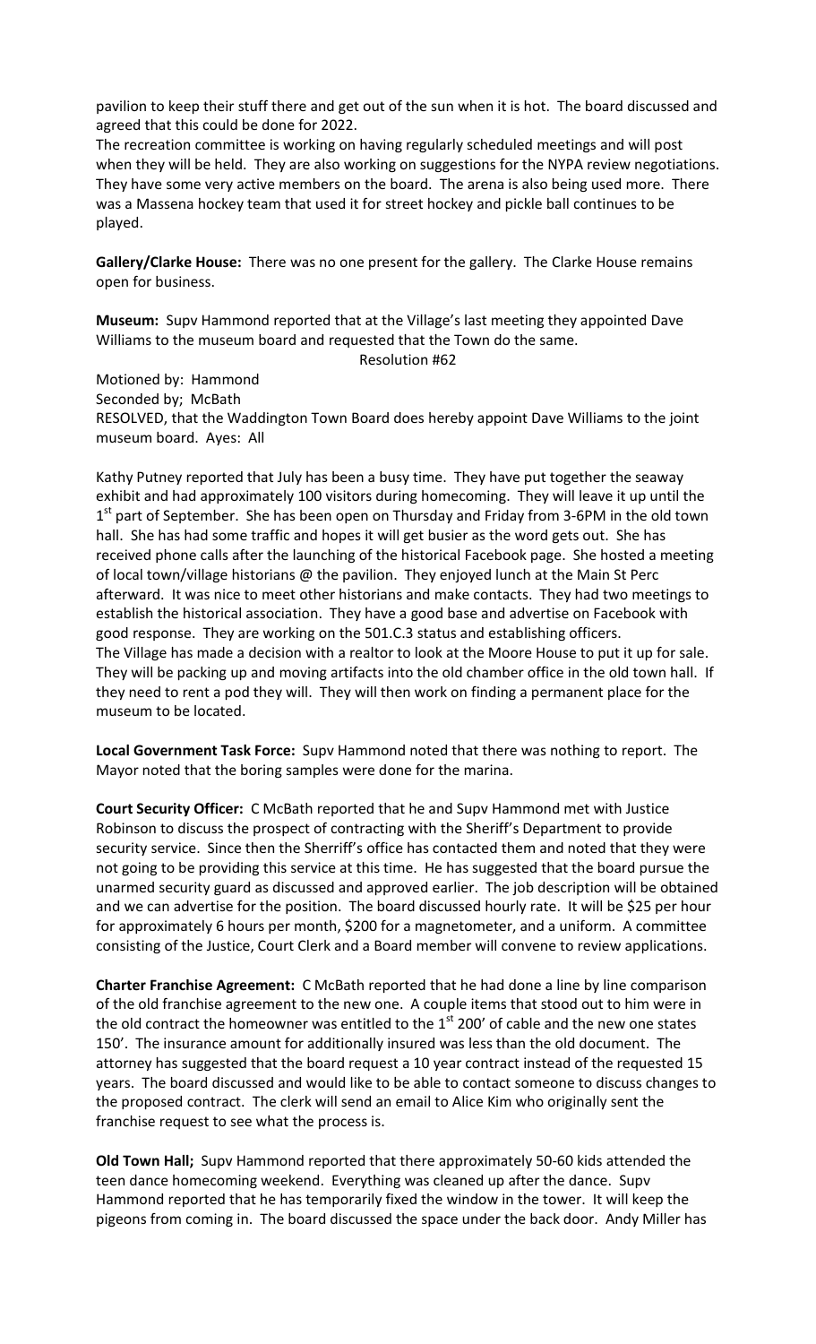pavilion to keep their stuff there and get out of the sun when it is hot. The board discussed and agreed that this could be done for 2022.

The recreation committee is working on having regularly scheduled meetings and will post when they will be held. They are also working on suggestions for the NYPA review negotiations. They have some very active members on the board. The arena is also being used more. There was a Massena hockey team that used it for street hockey and pickle ball continues to be played.

**Gallery/Clarke House:** There was no one present for the gallery. The Clarke House remains open for business.

**Museum:** Supv Hammond reported that at the Village's last meeting they appointed Dave Williams to the museum board and requested that the Town do the same.

Resolution #62

Motioned by: Hammond
Seconded by; McBath
RESOLVED, that the Waddington Town Board does hereby appoint Dave Williams to the joint museum board. Ayes: All

Kathy Putney reported that July has been a busy time. They have put together the seaway exhibit and had approximately 100 visitors during homecoming. They will leave it up until the 1st part of September. She has been open on Thursday and Friday from 3-6PM in the old town hall. She has had some traffic and hopes it will get busier as the word gets out. She has received phone calls after the launching of the historical Facebook page. She hosted a meeting of local town/village historians @ the pavilion. They enjoyed lunch at the Main St Perc afterward. It was nice to meet other historians and make contacts. They had two meetings to establish the historical association. They have a good base and advertise on Facebook with good response. They are working on the 501.C.3 status and establishing officers.
The Village has made a decision with a realtor to look at the Moore House to put it up for sale. They will be packing up and moving artifacts into the old chamber office in the old town hall. If they need to rent a pod they will. They will then work on finding a permanent place for the museum to be located.

**Local Government Task Force:** Supv Hammond noted that there was nothing to report. The Mayor noted that the boring samples were done for the marina.

**Court Security Officer:** C McBath reported that he and Supv Hammond met with Justice Robinson to discuss the prospect of contracting with the Sheriff's Department to provide security service. Since then the Sherriff's office has contacted them and noted that they were not going to be providing this service at this time. He has suggested that the board pursue the unarmed security guard as discussed and approved earlier. The job description will be obtained and we can advertise for the position. The board discussed hourly rate. It will be $25 per hour for approximately 6 hours per month, $200 for a magnetometer, and a uniform. A committee consisting of the Justice, Court Clerk and a Board member will convene to review applications.

**Charter Franchise Agreement:** C McBath reported that he had done a line by line comparison of the old franchise agreement to the new one. A couple items that stood out to him were in the old contract the homeowner was entitled to the 1st 200' of cable and the new one states 150'. The insurance amount for additionally insured was less than the old document. The attorney has suggested that the board request a 10 year contract instead of the requested 15 years. The board discussed and would like to be able to contact someone to discuss changes to the proposed contract. The clerk will send an email to Alice Kim who originally sent the franchise request to see what the process is.

**Old Town Hall;** Supv Hammond reported that there approximately 50-60 kids attended the teen dance homecoming weekend. Everything was cleaned up after the dance. Supv Hammond reported that he has temporarily fixed the window in the tower. It will keep the pigeons from coming in. The board discussed the space under the back door. Andy Miller has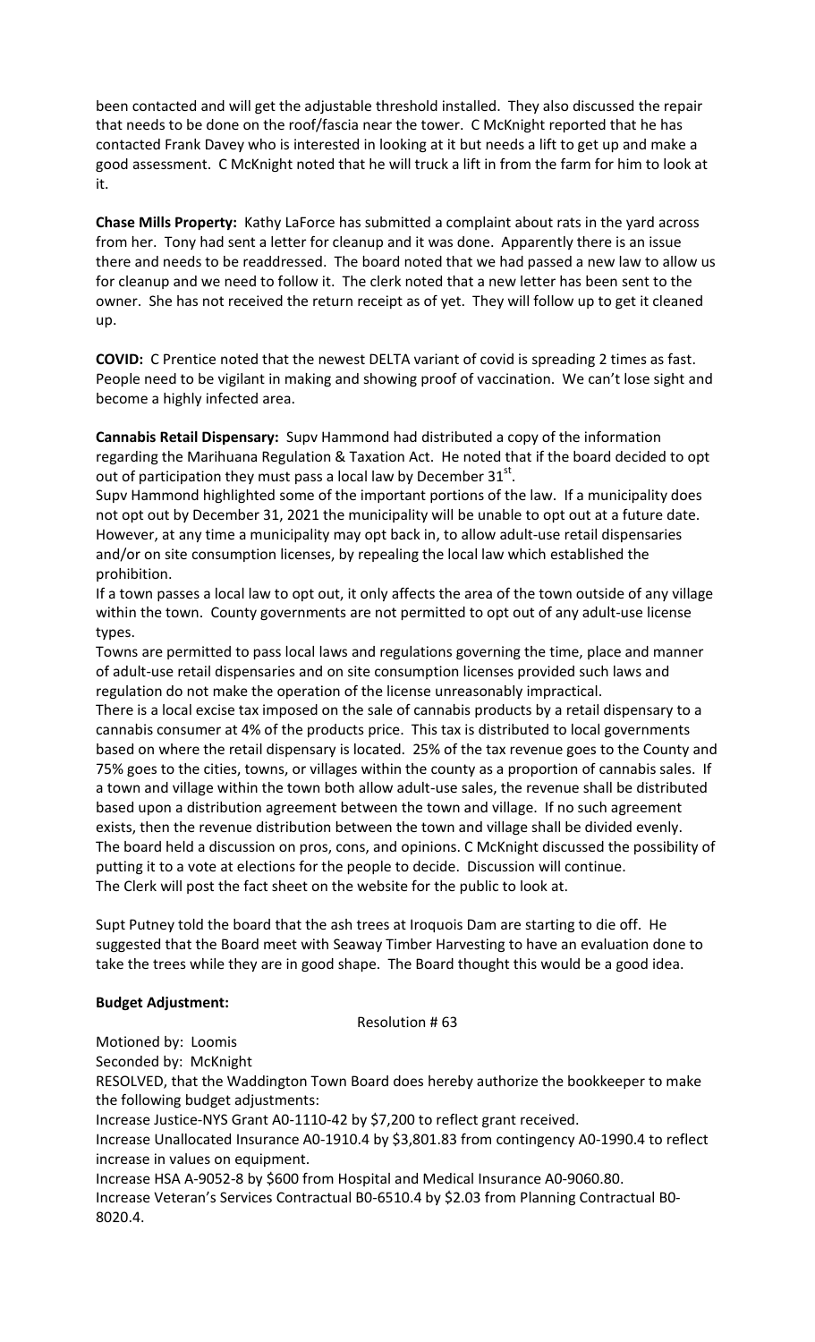been contacted and will get the adjustable threshold installed. They also discussed the repair that needs to be done on the roof/fascia near the tower. C McKnight reported that he has contacted Frank Davey who is interested in looking at it but needs a lift to get up and make a good assessment. C McKnight noted that he will truck a lift in from the farm for him to look at it.

**Chase Mills Property:** Kathy LaForce has submitted a complaint about rats in the yard across from her. Tony had sent a letter for cleanup and it was done. Apparently there is an issue there and needs to be readdressed. The board noted that we had passed a new law to allow us for cleanup and we need to follow it. The clerk noted that a new letter has been sent to the owner. She has not received the return receipt as of yet. They will follow up to get it cleaned up.

**COVID:** C Prentice noted that the newest DELTA variant of covid is spreading 2 times as fast. People need to be vigilant in making and showing proof of vaccination. We can't lose sight and become a highly infected area.

**Cannabis Retail Dispensary:** Supv Hammond had distributed a copy of the information regarding the Marihuana Regulation & Taxation Act. He noted that if the board decided to opt out of participation they must pass a local law by December 31st.

Supv Hammond highlighted some of the important portions of the law. If a municipality does not opt out by December 31, 2021 the municipality will be unable to opt out at a future date. However, at any time a municipality may opt back in, to allow adult-use retail dispensaries and/or on site consumption licenses, by repealing the local law which established the prohibition.

If a town passes a local law to opt out, it only affects the area of the town outside of any village within the town. County governments are not permitted to opt out of any adult-use license types.

Towns are permitted to pass local laws and regulations governing the time, place and manner of adult-use retail dispensaries and on site consumption licenses provided such laws and regulation do not make the operation of the license unreasonably impractical.

There is a local excise tax imposed on the sale of cannabis products by a retail dispensary to a cannabis consumer at 4% of the products price. This tax is distributed to local governments based on where the retail dispensary is located. 25% of the tax revenue goes to the County and 75% goes to the cities, towns, or villages within the county as a proportion of cannabis sales. If a town and village within the town both allow adult-use sales, the revenue shall be distributed based upon a distribution agreement between the town and village. If no such agreement exists, then the revenue distribution between the town and village shall be divided evenly.

The board held a discussion on pros, cons, and opinions. C McKnight discussed the possibility of putting it to a vote at elections for the people to decide. Discussion will continue.

The Clerk will post the fact sheet on the website for the public to look at.

Supt Putney told the board that the ash trees at Iroquois Dam are starting to die off. He suggested that the Board meet with Seaway Timber Harvesting to have an evaluation done to take the trees while they are in good shape. The Board thought this would be a good idea.

**Budget Adjustment:**

Resolution # 63

Motioned by: Loomis
Seconded by: McKnight

RESOLVED, that the Waddington Town Board does hereby authorize the bookkeeper to make the following budget adjustments:

Increase Justice-NYS Grant A0-1110-42 by $7,200 to reflect grant received.

Increase Unallocated Insurance A0-1910.4 by $3,801.83 from contingency A0-1990.4 to reflect increase in values on equipment.

Increase HSA A-9052-8 by $600 from Hospital and Medical Insurance A0-9060.80.

Increase Veteran's Services Contractual B0-6510.4 by $2.03 from Planning Contractual B0-8020.4.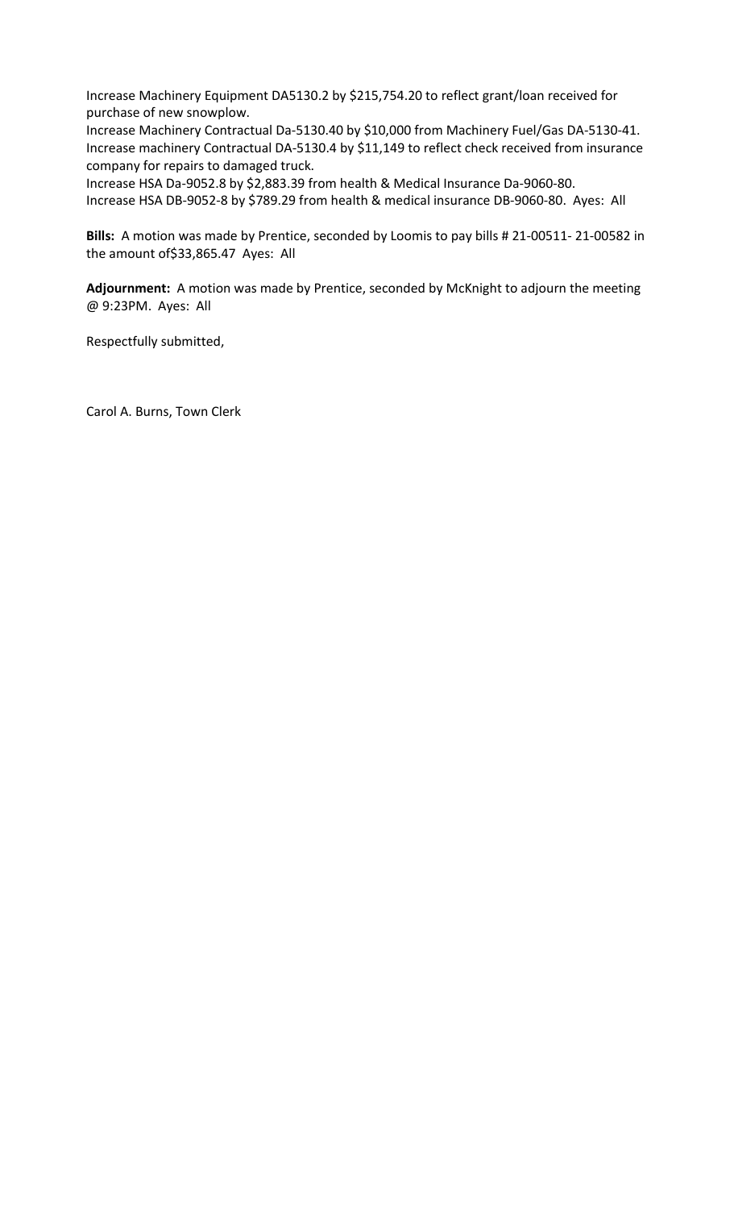Increase Machinery Equipment DA5130.2 by $215,754.20 to reflect grant/loan received for purchase of new snowplow.
Increase Machinery Contractual Da-5130.40 by $10,000 from Machinery Fuel/Gas DA-5130-41.
Increase machinery Contractual DA-5130.4 by $11,149 to reflect check received from insurance company for repairs to damaged truck.
Increase HSA Da-9052.8 by $2,883.39 from health & Medical Insurance Da-9060-80.
Increase HSA DB-9052-8 by $789.29 from health & medical insurance DB-9060-80. Ayes: All

**Bills:** A motion was made by Prentice, seconded by Loomis to pay bills # 21-00511- 21-00582 in the amount of$33,865.47 Ayes: All

**Adjournment:** A motion was made by Prentice, seconded by McKnight to adjourn the meeting @ 9:23PM. Ayes: All

Respectfully submitted,

Carol A. Burns, Town Clerk